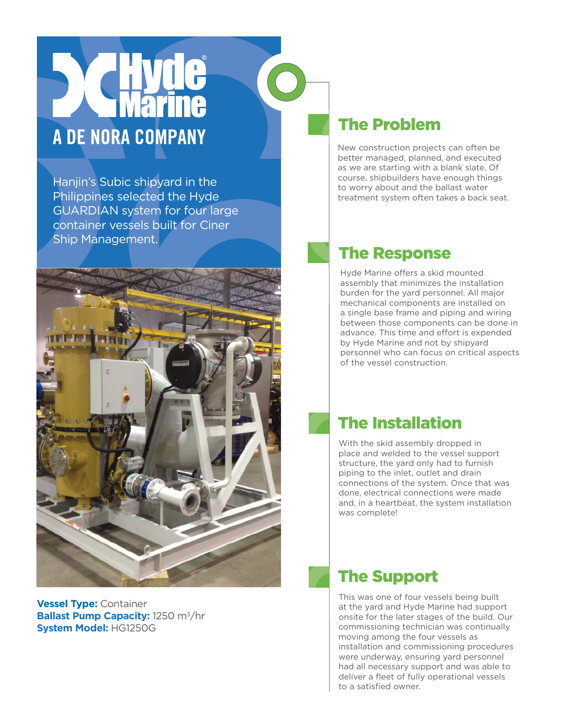# Hyde Marine

A DE NORA COMPANY

Hanjin's Subic shipyard in the Philippines selected the Hyde GUARDIAN system for four large container vessels built for Ciner Ship Management.

**Vessel Type:** Container
**Ballast Pump Capacity:** 1250 $m^3$/hr
**System Model:** HG1250G

## The Problem

New construction projects can often be better managed, planned, and executed as we are starting with a blank slate. Of course, shipbuilders have enough things to worry about and the ballast water treatment system often takes a back seat.

## The Response

Hyde Marine offers a skid mounted assembly that minimizes the installation burden for the yard personnel. All major mechanical components are installed on a single base frame and piping and wiring between those components can be done in advance. This time and effort is expended by Hyde Marine and not by shipyard personnel who can focus on critical aspects of the vessel construction.

## The Installation

With the skid assembly dropped in place and welded to the vessel support structure, the yard only had to furnish piping to the inlet, outlet and drain connections of the system. Once that was done, electrical connections were made and, in a heartbeat, the system installation was complete!

## The Support

This was one of four vessels being built at the yard and Hyde Marine had support onsite for the later stages of the build. Our commissioning technician was continually moving among the four vessels as installation and commissioning procedures were underway, ensuring yard personnel had all necessary support and was able to deliver a fleet of fully operational vessels to a satisfied owner.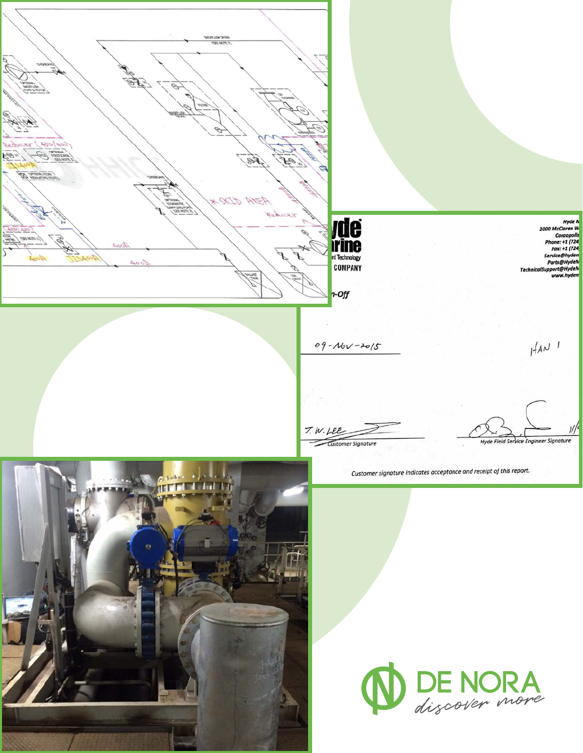DE NORA

*discover more*